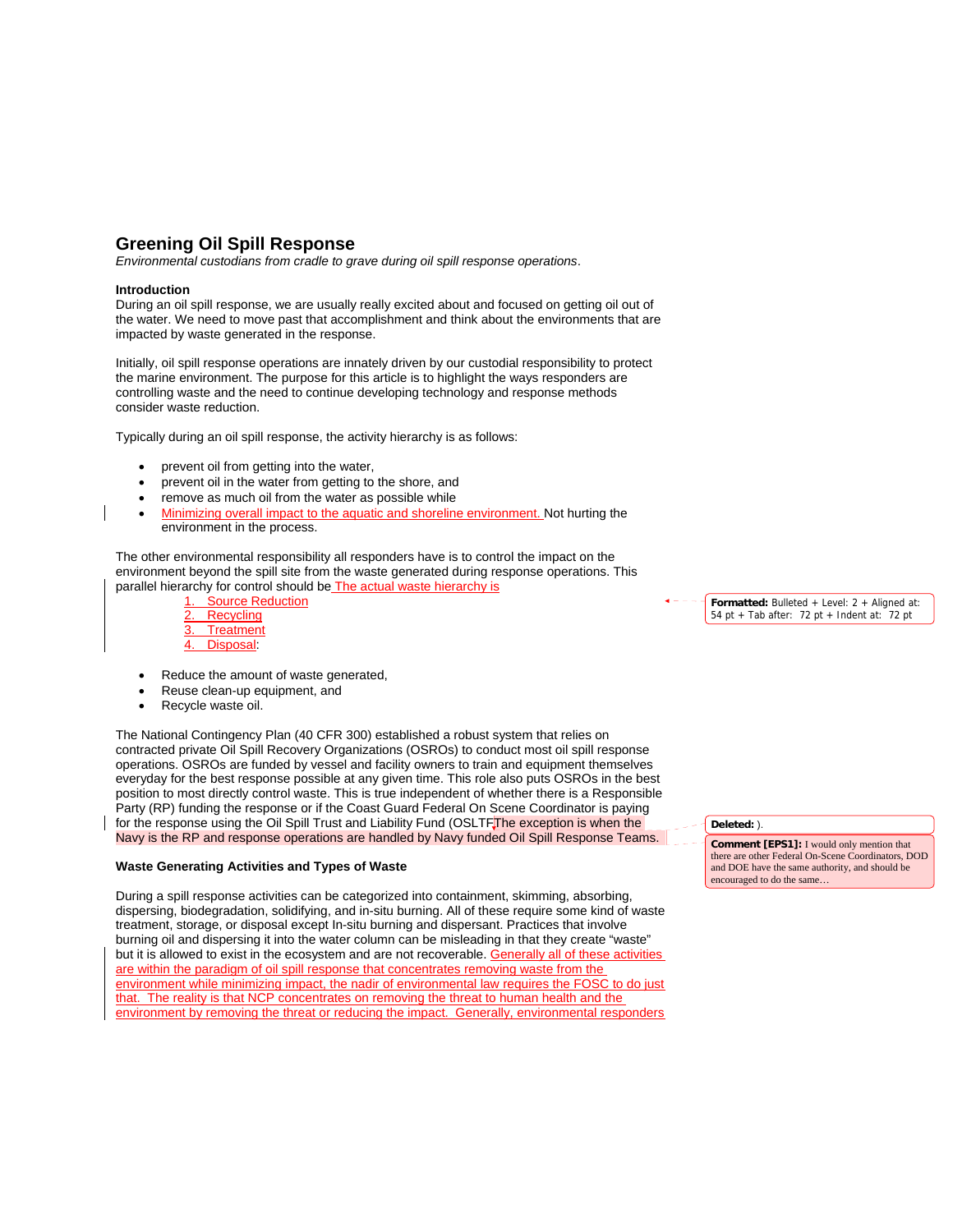# Greening Oil Spill Response

*Environmental custodians from cradle to grave during oil spill response operations*.

**Introduction**

During an oil spill response, we are usually really excited about and focused on getting oil out of the water. We need to move past that accomplishment and think about the environments that are impacted by waste generated in the response.

Initially, oil spill response operations are innately driven by our custodial responsibility to protect the marine environment. The purpose for this article is to highlight the ways responders are controlling waste and the need to continue developing technology and response methods consider waste reduction.

Typically during an oil spill response, the activity hierarchy is as follows:

- prevent oil from getting into the water,
- prevent oil in the water from getting to the shore, and
- remove as much oil from the water as possible while
- Minimizing overall impact to the aquatic and shoreline environment. Not hurting the environment in the process.

The other environmental responsibility all responders have is to control the impact on the environment beyond the spill site from the waste generated during response operations. This parallel hierarchy for control should be The actual waste hierarchy is

1. Source Reduction
2. Recycling
3. Treatment
4. Disposal:

- Reduce the amount of waste generated,
- Reuse clean-up equipment, and
- Recycle waste oil.

The National Contingency Plan (40 CFR 300) established a robust system that relies on contracted private Oil Spill Recovery Organizations (OSROs) to conduct most oil spill response operations. OSROs are funded by vessel and facility owners to train and equipment themselves everyday for the best response possible at any given time. This role also puts OSROs in the best position to most directly control waste. This is true independent of whether there is a Responsible Party (RP) funding the response or if the Coast Guard Federal On Scene Coordinator is paying for the response using the Oil Spill Trust and Liability Fund (OSLTF The exception is when the Navy is the RP and response operations are handled by Navy funded Oil Spill Response Teams.

**Waste Generating Activities and Types of Waste**

During a spill response activities can be categorized into containment, skimming, absorbing, dispersing, biodegradation, solidifying, and in-situ burning. All of these require some kind of waste treatment, storage, or disposal except In-situ burning and dispersant. Practices that involve burning oil and dispersing it into the water column can be misleading in that they create "waste" but it is allowed to exist in the ecosystem and are not recoverable. Generally all of these activities are within the paradigm of oil spill response that concentrates removing waste from the environment while minimizing impact, the nadir of environmental law requires the FOSC to do just that. The reality is that NCP concentrates on removing the threat to human health and the environment by removing the threat or reducing the impact. Generally, environmental responders

Formatted: Bulleted + Level: 2 + Aligned at: 54 pt + Tab after: 72 pt + Indent at: 72 pt

Deleted: ).

Comment [EPS1]: I would only mention that there are other Federal On-Scene Coordinators, DOD and DOE have the same authority, and should be encouraged to do the same…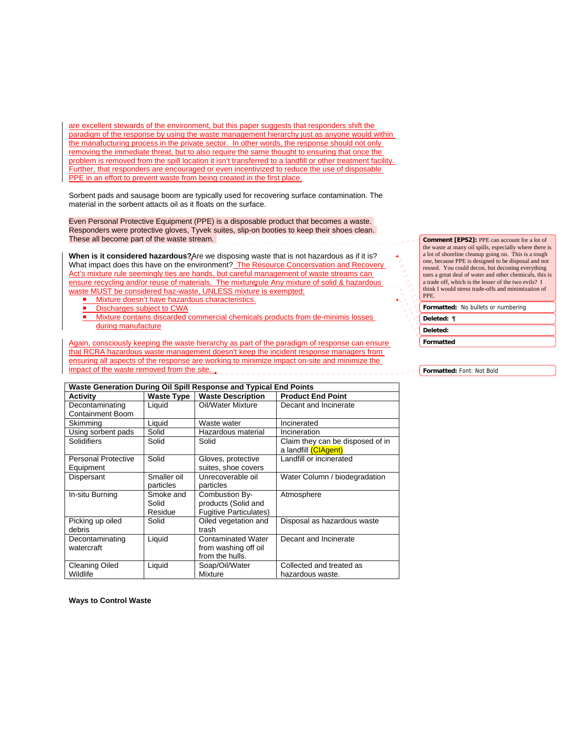are excellent stewards of the environment, but this paper suggests that responders shift the paradigm of the response by using the waste management hierarchy just as anyone would within the manufacturing process in the private sector. In other words, the response should not only removing the immediate threat, but to also require the same thought to ensuring that once the problem is removed from the spill location it isn't transferred to a landfill or other treatment facility. Further, that responders are encouraged or even incentivized to reduce the use of disposable PPE in an effort to prevent waste from being created in the first place.

Sorbent pads and sausage boom are typically used for recovering surface contamination. The material in the sorbent attacts oil as it floats on the surface.

Even Personal Protective Equipment (PPE) is a disposable product that becomes a waste. Responders were protective gloves, Tyvek suites, slip-on booties to keep their shoes clean. These all become part of the waste stream.

**When is it considered hazardous?**Are we disposing waste that is not hazardous as if it is? What impact does this have on the environment? The Resource Concersvation and Recovery Act's mixture rule seemingly ties are hands, but careful management of waste streams can ensure recycling and/or reuse of materials. The mixturerule Any mixture of solid & hazardous waste MUST be considered haz-waste, UNLESS mixture is exempted:

- Mixture doesn't have hazardous characteristics.
- Discharges subject to CWA
- Mixture contains discarded commercial chemicals products from de-minimis losses during manufacture

Again, consciously keeping the waste hierarchy as part of the paradigm of response can ensure that RCRA hazardous waste management doesn't keep the incident response managers from ensuring all aspects of the response are working to minimize impact on-site and minimize the impact of the waste removed from the site.

| Waste Generation During Oil Spill Response and Typical End Points | | | |
|---|---|---|---|
| **Activity** | **Waste Type** | **Waste Description** | **Product End Point** |
| Decontaminating Containment Boom | Liquid | Oil/Water Mixture | Decant and Incinerate |
| Skimming | Liquid | Waste water | Incinerated |
| Using sorbent pads | Solid | Hazardous material | Incineration |
| Solidifiers | Solid | Solid | Claim they can be disposed of in a landfill (CIAgent) |
| Personal Protective Equipment | Solid | Gloves, protective suites, shoe covers | Landfill or incinerated |
| Dispersant | Smaller oil particles | Unrecoverable oil particles | Water Column / biodegradation |
| In-situ Burning | Smoke and Solid Residue | Combustion By-products (Solid and Fugitive Particulates) | Atmosphere |
| Picking up oiled debris | Solid | Oiled vegetation and trash | Disposal as hazardous waste |
| Decontaminating watercraft | Liquid | Contaminated Water from washing off oil from the hulls. | Decant and Incinerate |
| Cleaning Oiled Wildlife | Liquid | Soap/Oil/Water Mixture | Collected and treated as hazardous waste. |

**Ways to Control Waste**

Comment [EPS2]: PPE can account for a lot of the waste at many oil spills, especially where there is a lot of shoreline cleanup going on. This is a tough one, because PPE is designed to be disposal and not reused. You could decon, but deconing everything uses a great deal of water and other chemicals, this is a trade off, which is the lesser of the two evils? I think I would stress trade-offs and minimization of PPE.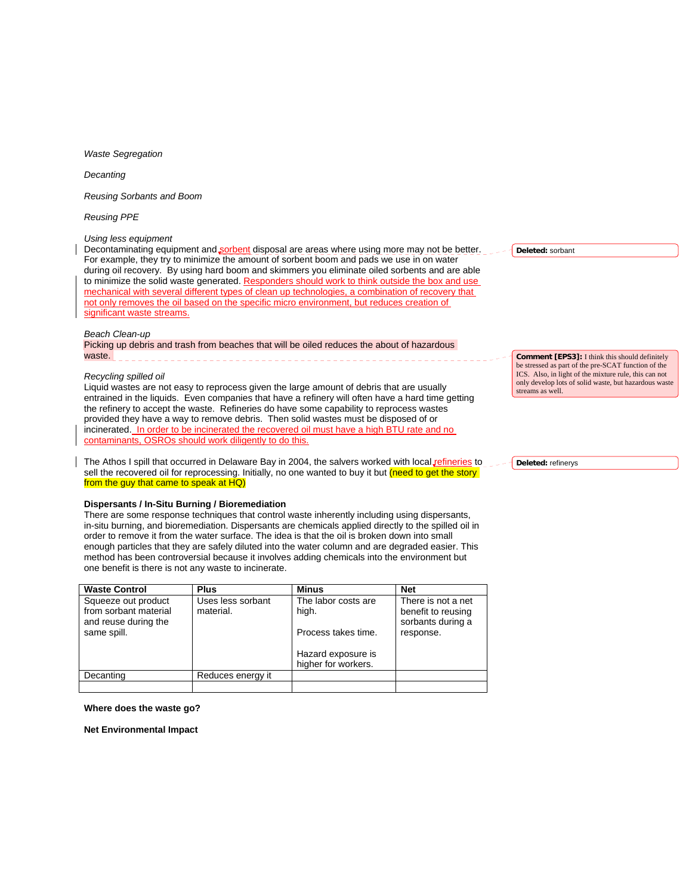*Waste Segregation*

*Decanting*

*Reusing Sorbants and Boom*

*Reusing PPE*

*Using less equipment*
Decontaminating equipment and sorbent disposal are areas where using more may not be better. For example, they try to minimize the amount of sorbent boom and pads we use in on water during oil recovery. By using hard boom and skimmers you eliminate oiled sorbents and are able to minimize the solid waste generated. Responders should work to think outside the box and use mechanical with several different types of clean up technologies, a combination of recovery that not only removes the oil based on the specific micro environment, but reduces creation of significant waste streams.

Deleted: sorbant

*Beach Clean-up*
Picking up debris and trash from beaches that will be oiled reduces the about of hazardous waste.

Comment [EPS3]: I think this should definitely be stressed as part of the pre-SCAT function of the ICS. Also, in light of the mixture rule, this can not only develop lots of solid waste, but hazardous waste streams as well.

*Recycling spilled oil*
Liquid wastes are not easy to reprocess given the large amount of debris that are usually entrained in the liquids. Even companies that have a refinery will often have a hard time getting the refinery to accept the waste. Refineries do have some capability to reprocess wastes provided they have a way to remove debris. Then solid wastes must be disposed of or incinerated. In order to be incinerated the recovered oil must have a high BTU rate and no contaminants, OSROs should work diligently to do this.

The Athos I spill that occurred in Delaware Bay in 2004, the salvers worked with local refineries to sell the recovered oil for reprocessing. Initially, no one wanted to buy it but (need to get the story from the guy that came to speak at HQ)

Deleted: refinerys

**Dispersants / In-Situ Burning / Bioremediation**
There are some response techniques that control waste inherently including using dispersants, in-situ burning, and bioremediation. Dispersants are chemicals applied directly to the spilled oil in order to remove it from the water surface. The idea is that the oil is broken down into small enough particles that they are safely diluted into the water column and are degraded easier. This method has been controversial because it involves adding chemicals into the environment but one benefit is there is not any waste to incinerate.

| Waste Control | Plus | Minus | Net |
|---|---|---|---|
| Squeeze out product from sorbant material and reuse during the same spill. | Uses less sorbant material. | The labor costs are high.<br><br>Process takes time.<br><br>Hazard exposure is higher for workers. | There is not a net benefit to reusing sorbants during a response. |
| Decanting | Reduces energy it | | |
| | | | |

**Where does the waste go?**

**Net Environmental Impact**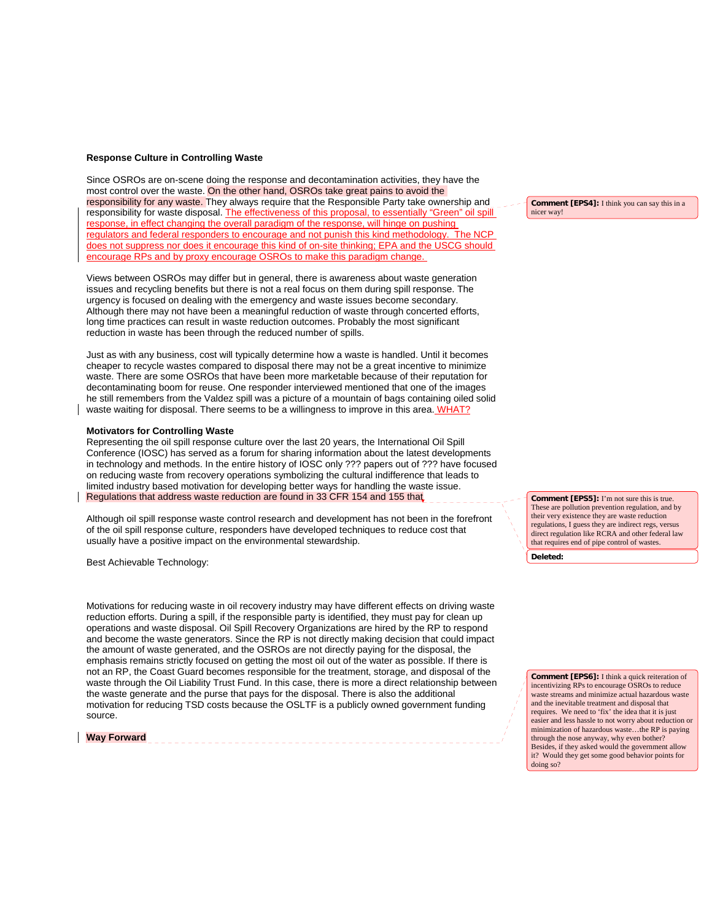**Response Culture in Controlling Waste**

Since OSROs are on-scene doing the response and decontamination activities, they have the most control over the waste. On the other hand, OSROs take great pains to avoid the responsibility for any waste. They always require that the Responsible Party take ownership and responsibility for waste disposal. The effectiveness of this proposal, to essentially "Green" oil spill response, in effect changing the overall paradigm of the response, will hinge on pushing regulators and federal responders to encourage and not punish this kind methodology. The NCP does not suppress nor does it encourage this kind of on-site thinking; EPA and the USCG should encourage RPs and by proxy encourage OSROs to make this paradigm change.

Comment [EPS4]: I think you can say this in a nicer way!

Views between OSROs may differ but in general, there is awareness about waste generation issues and recycling benefits but there is not a real focus on them during spill response. The urgency is focused on dealing with the emergency and waste issues become secondary. Although there may not have been a meaningful reduction of waste through concerted efforts, long time practices can result in waste reduction outcomes. Probably the most significant reduction in waste has been through the reduced number of spills.

Just as with any business, cost will typically determine how a waste is handled. Until it becomes cheaper to recycle wastes compared to disposal there may not be a great incentive to minimize waste. There are some OSROs that have been more marketable because of their reputation for decontaminating boom for reuse. One responder interviewed mentioned that one of the images he still remembers from the Valdez spill was a picture of a mountain of bags containing oiled solid waste waiting for disposal. There seems to be a willingness to improve in this area. WHAT?

**Motivators for Controlling Waste**

Representing the oil spill response culture over the last 20 years, the International Oil Spill Conference (IOSC) has served as a forum for sharing information about the latest developments in technology and methods. In the entire history of IOSC only ??? papers out of ??? have focused on reducing waste from recovery operations symbolizing the cultural indifference that leads to limited industry based motivation for developing better ways for handling the waste issue. Regulations that address waste reduction are found in 33 CFR 154 and 155 that

Comment [EPS5]: I'm not sure this is true. These are pollution prevention regulation, and by their very existence they are waste reduction regulations, I guess they are indirect regs, versus direct regulation like RCRA and other federal law that requires end of pipe control of wastes.

Deleted:

Although oil spill response waste control research and development has not been in the forefront of the oil spill response culture, responders have developed techniques to reduce cost that usually have a positive impact on the environmental stewardship.

Best Achievable Technology:

Motivations for reducing waste in oil recovery industry may have different effects on driving waste reduction efforts. During a spill, if the responsible party is identified, they must pay for clean up operations and waste disposal. Oil Spill Recovery Organizations are hired by the RP to respond and become the waste generators. Since the RP is not directly making decision that could impact the amount of waste generated, and the OSROs are not directly paying for the disposal, the emphasis remains strictly focused on getting the most oil out of the water as possible. If there is not an RP, the Coast Guard becomes responsible for the treatment, storage, and disposal of the waste through the Oil Liability Trust Fund. In this case, there is more a direct relationship between the waste generate and the purse that pays for the disposal. There is also the additional motivation for reducing TSD costs because the OSLTF is a publicly owned government funding source.

**Way Forward**

Comment [EPS6]: I think a quick reiteration of incentivizing RPs to encourage OSROs to reduce waste streams and minimize actual hazardous waste and the inevitable treatment and disposal that requires. We need to 'fix' the idea that it is just easier and less hassle to not worry about reduction or minimization of hazardous waste…the RP is paying through the nose anyway, why even bother? Besides, if they asked would the government allow it? Would they get some good behavior points for doing so?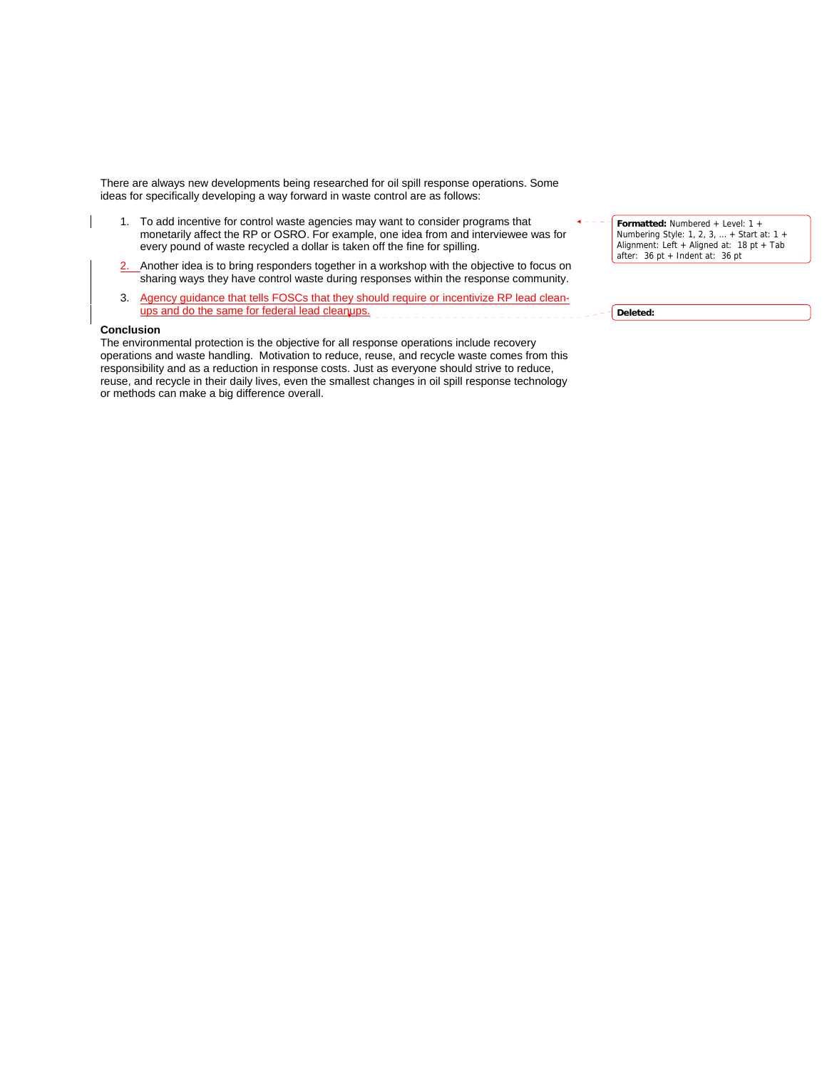There are always new developments being researched for oil spill response operations. Some ideas for specifically developing a way forward in waste control are as follows:

1. To add incentive for control waste agencies may want to consider programs that monetarily affect the RP or OSRO. For example, one idea from and interviewee was for every pound of waste recycled a dollar is taken off the fine for spilling.
2. Another idea is to bring responders together in a workshop with the objective to focus on sharing ways they have control waste during responses within the response community.
3. Agency guidance that tells FOSCs that they should require or incentivize RP lead clean-ups and do the same for federal lead cleanups.

**Conclusion**

The environmental protection is the objective for all response operations include recovery operations and waste handling. Motivation to reduce, reuse, and recycle waste comes from this responsibility and as a reduction in response costs. Just as everyone should strive to reduce, reuse, and recycle in their daily lives, even the smallest changes in oil spill response technology or methods can make a big difference overall.